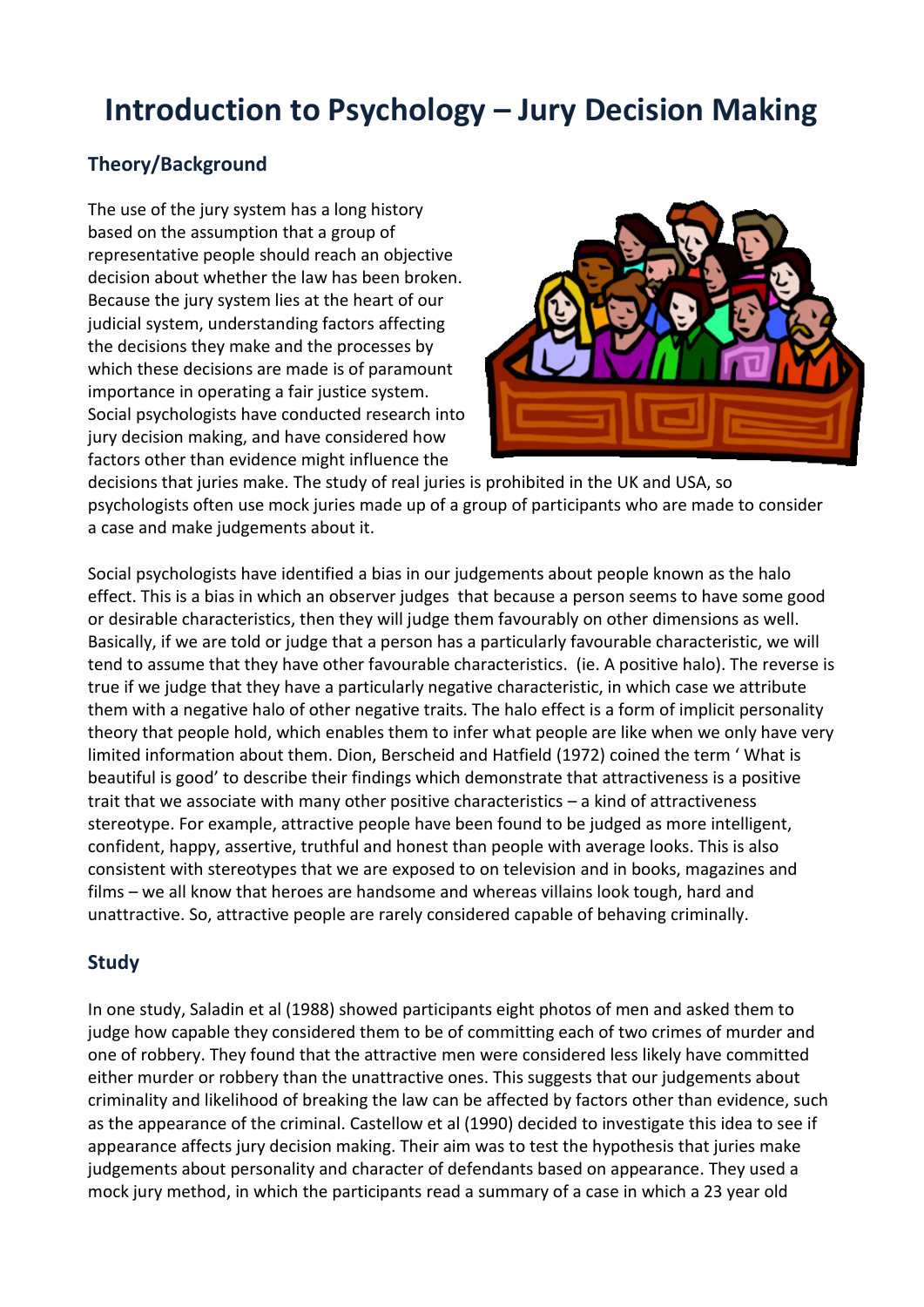# Introduction to Psychology – Jury Decision Making

## Theory/Background

The use of the jury system has a long history based on the assumption that a group of representative people should reach an objective decision about whether the law has been broken. Because the jury system lies at the heart of our judicial system, understanding factors affecting the decisions they make and the processes by which these decisions are made is of paramount importance in operating a fair justice system. Social psychologists have conducted research into jury decision making, and have considered how factors other than evidence might influence the decisions that juries make. The study of real juries is prohibited in the UK and USA, so psychologists often use mock juries made up of a group of participants who are made to consider a case and make judgements about it.

Social psychologists have identified a bias in our judgements about people known as the halo effect. This is a bias in which an observer judges that because a person seems to have some good or desirable characteristics, then they will judge them favourably on other dimensions as well. Basically, if we are told or judge that a person has a particularly favourable characteristic, we will tend to assume that they have other favourable characteristics. (ie. A positive halo). The reverse is true if we judge that they have a particularly negative characteristic, in which case we attribute them with a negative halo of other negative traits. The halo effect is a form of implicit personality theory that people hold, which enables them to infer what people are like when we only have very limited information about them. Dion, Berscheid and Hatfield (1972) coined the term ' What is beautiful is good' to describe their findings which demonstrate that attractiveness is a positive trait that we associate with many other positive characteristics – a kind of attractiveness stereotype. For example, attractive people have been found to be judged as more intelligent, confident, happy, assertive, truthful and honest than people with average looks. This is also consistent with stereotypes that we are exposed to on television and in books, magazines and films – we all know that heroes are handsome and whereas villains look tough, hard and unattractive. So, attractive people are rarely considered capable of behaving criminally.

## Study

In one study, Saladin et al (1988) showed participants eight photos of men and asked them to judge how capable they considered them to be of committing each of two crimes of murder and one of robbery. They found that the attractive men were considered less likely have committed either murder or robbery than the unattractive ones. This suggests that our judgements about criminality and likelihood of breaking the law can be affected by factors other than evidence, such as the appearance of the criminal. Castellow et al (1990) decided to investigate this idea to see if appearance affects jury decision making. Their aim was to test the hypothesis that juries make judgements about personality and character of defendants based on appearance. They used a mock jury method, in which the participants read a summary of a case in which a 23 year old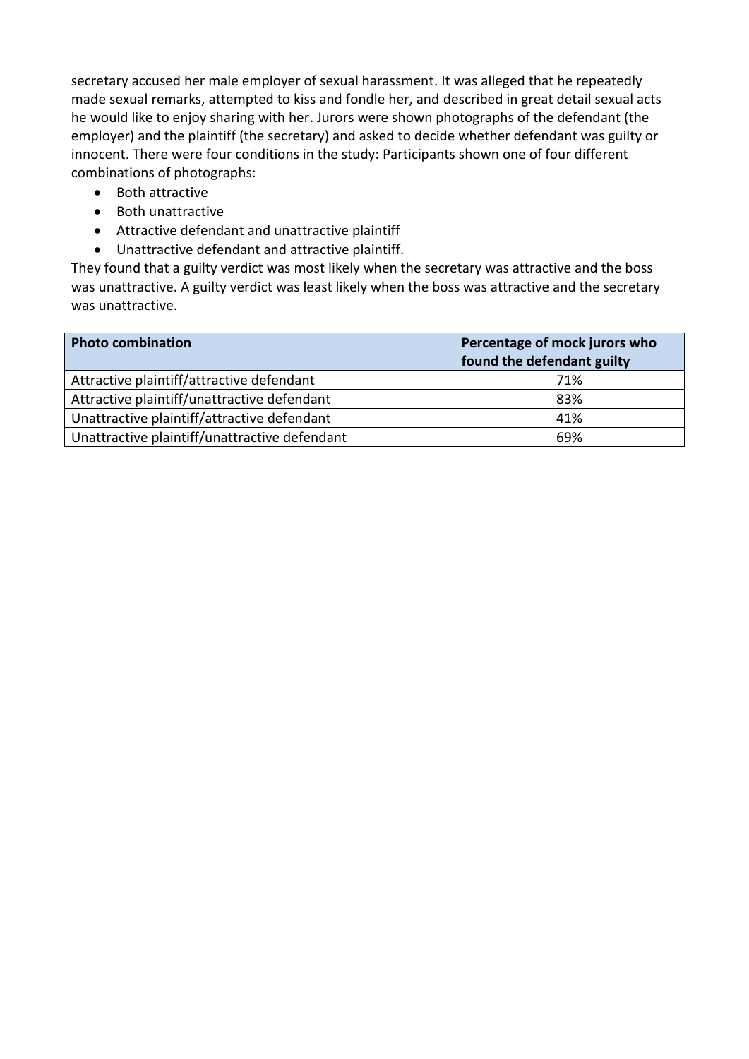secretary accused her male employer of sexual harassment. It was alleged that he repeatedly made sexual remarks, attempted to kiss and fondle her, and described in great detail sexual acts he would like to enjoy sharing with her. Jurors were shown photographs of the defendant (the employer) and the plaintiff (the secretary) and asked to decide whether defendant was guilty or innocent. There were four conditions in the study: Participants shown one of four different combinations of photographs:

- Both attractive
- Both unattractive
- Attractive defendant and unattractive plaintiff
- Unattractive defendant and attractive plaintiff.

They found that a guilty verdict was most likely when the secretary was attractive and the boss was unattractive. A guilty verdict was least likely when the boss was attractive and the secretary was unattractive.

| Photo combination | Percentage of mock jurors who found the defendant guilty |
|---|---|
| Attractive plaintiff/attractive defendant | 71% |
| Attractive plaintiff/unattractive defendant | 83% |
| Unattractive plaintiff/attractive defendant | 41% |
| Unattractive plaintiff/unattractive defendant | 69% |